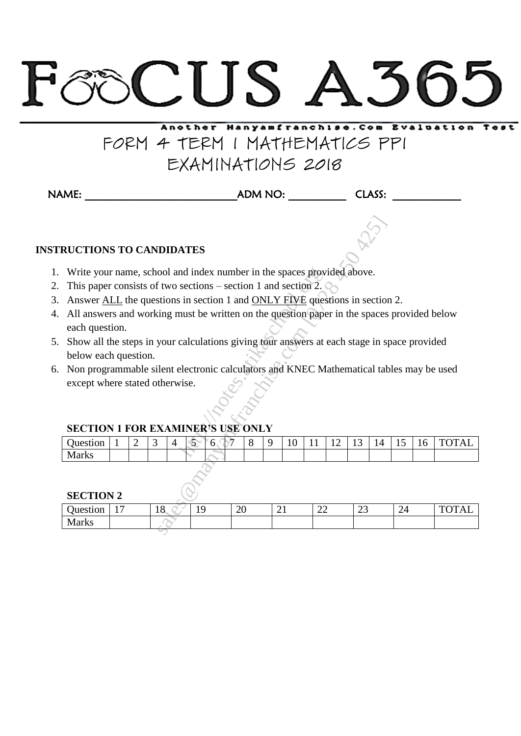# FOCUS A365

Another Hanyamfranchise.Com Evaluation Test

## FORM 4 TERM 1 MATHEMATICS PP1 EXAMINATIONS 2018

NAME: ___________________________ ADM NO: __________ CLASS: ____________

**INSTRUCTIONS TO CANDIDATES**

1. Write your name, school and index number in the spaces provided above.
2. This paper consists of two sections – section 1 and section 2.
3. Answer ALL the questions in section 1 and ONLY FIVE questions in section 2.
4. All answers and working must be written on the question paper in the spaces provided below each question.
5. Show all the steps in your calculations giving tour answers at each stage in space provided below each question.
6. Non programmable silent electronic calculators and KNEC Mathematical tables may be used except where stated otherwise.

**SECTION 1 FOR EXAMINER'S USE ONLY**

| Question | 1 | 2 | 3 | 4 | 5 | 6 | 7 | 8 | 9 | 10 | 11 | 12 | 13 | 14 | 15 | 16 | TOTAL |
|---|---|---|---|---|---|---|---|---|---|---|---|---|---|---|---|---|---|
| Marks | | | | | | | | | | | | | | | | | |

**SECTION 2**

| Question | 17 | 18 | 19 | 20 | 21 | 22 | 23 | 24 | TOTAL |
|---|---|---|---|---|---|---|---|---|---|
| Marks | | | | | | | | | |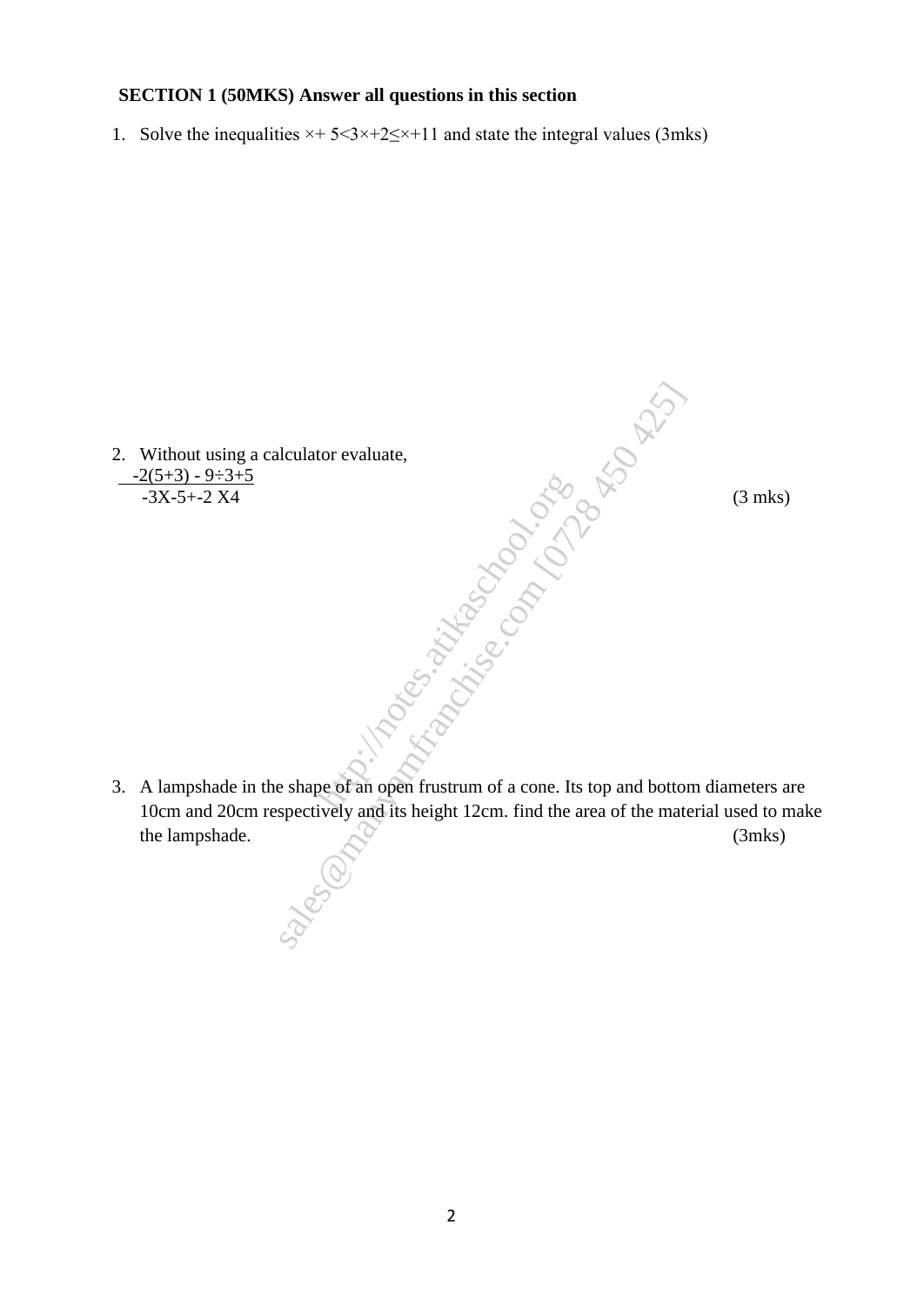**SECTION 1 (50MKS) Answer all questions in this section**

1. Solve the inequalities $\times + 5 < 3\times + 2 \leq \times + 11$ and state the integral values (3mks)

2. Without using a calculator evaluate,

$$\frac{-2(5+3) - 9 \div 3 + 5}{-3X-5+-2 X4}$$

(3 mks)

3. A lampshade in the shape of an open frustrum of a cone. Its top and bottom diameters are 10cm and 20cm respectively and its height 12cm. find the area of the material used to make the lampshade. (3mks)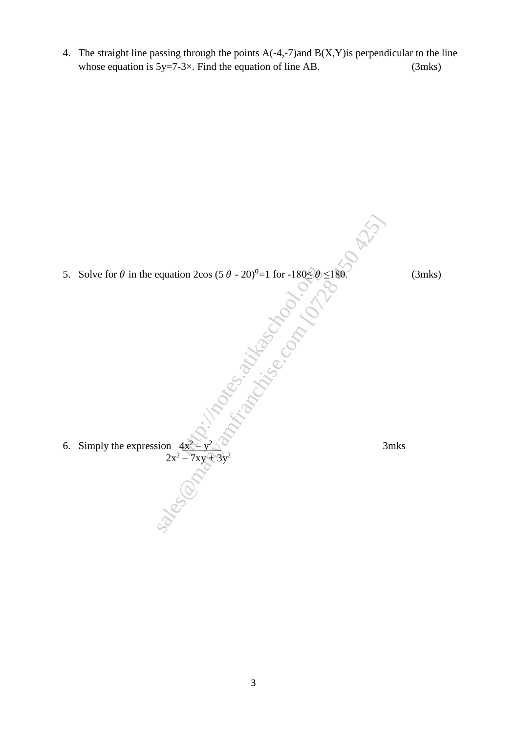4. The straight line passing through the points A(-4,-7)and B(X,Y)is perpendicular to the line whose equation is 5y=7-3×. Find the equation of line AB. (3mks)

5. Solve for $\theta$ in the equation $2\cos(5\theta - 20)^0 = 1$ for $-180 \leq \theta \leq 180$. (3mks)

6. Simply the expression $\frac{4x^2 - y^2}{2x^2 - 7xy + 3y^2}$ 3mks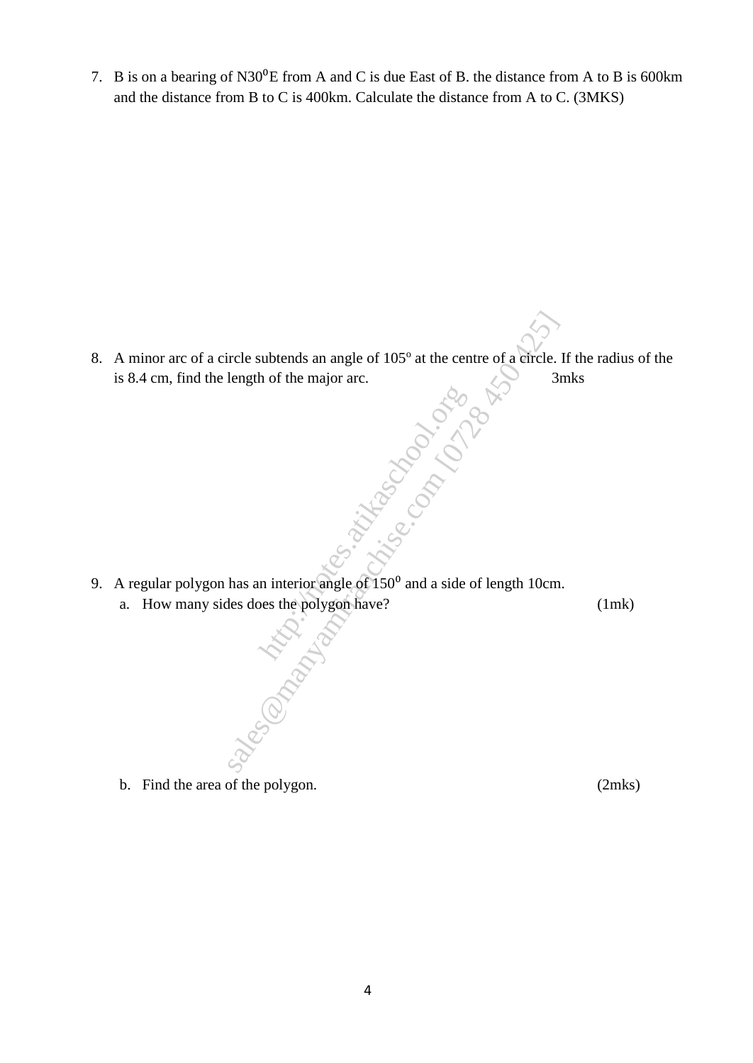7. B is on a bearing of N$30^0$E from A and C is due East of B. the distance from A to B is 600km and the distance from B to C is 400km. Calculate the distance from A to C. (3MKS)

8. A minor arc of a circle subtends an angle of $105^o$ at the centre of a circle. If the radius of the is 8.4 cm, find the length of the major arc. 3mks

9. A regular polygon has an interior angle of $150^0$ and a side of length 10cm.
   a. How many sides does the polygon have? (1mk)

   b. Find the area of the polygon. (2mks)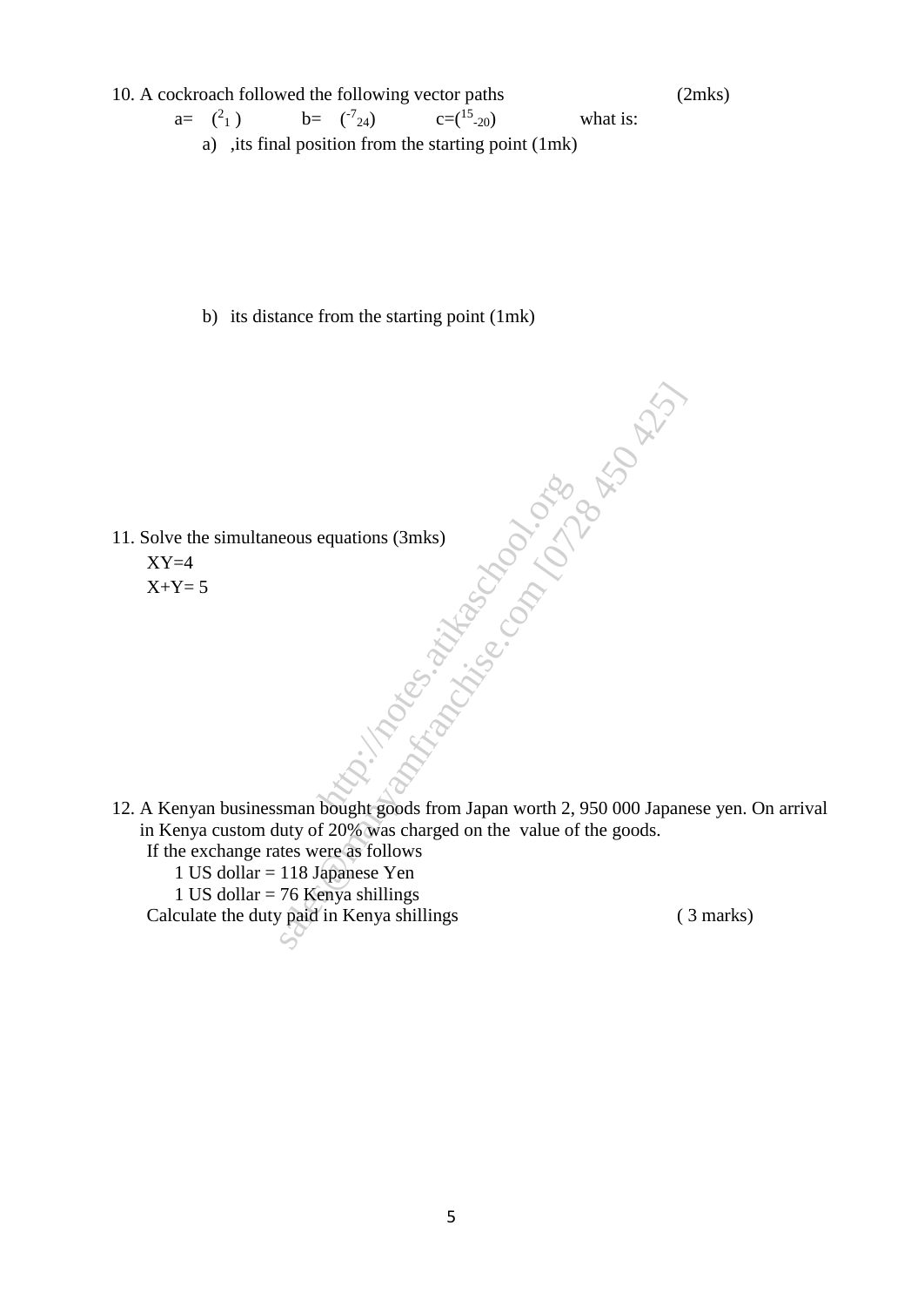10. A cockroach followed the following vector paths (2mks)

$a = \binom{2}{1}$ $b = \binom{-7}{24}$ $c = \binom{15}{-20}$ what is:

a) ,its final position from the starting point (1mk)

b) its distance from the starting point (1mk)

11. Solve the simultaneous equations (3mks)

$XY = 4$

$X + Y = 5$

12. A Kenyan businessman bought goods from Japan worth 2, 950 000 Japanese yen. On arrival in Kenya custom duty of 20% was charged on the value of the goods.

If the exchange rates were as follows

1 US dollar = 118 Japanese Yen

1 US dollar = 76 Kenya shillings

Calculate the duty paid in Kenya shillings ( 3 marks)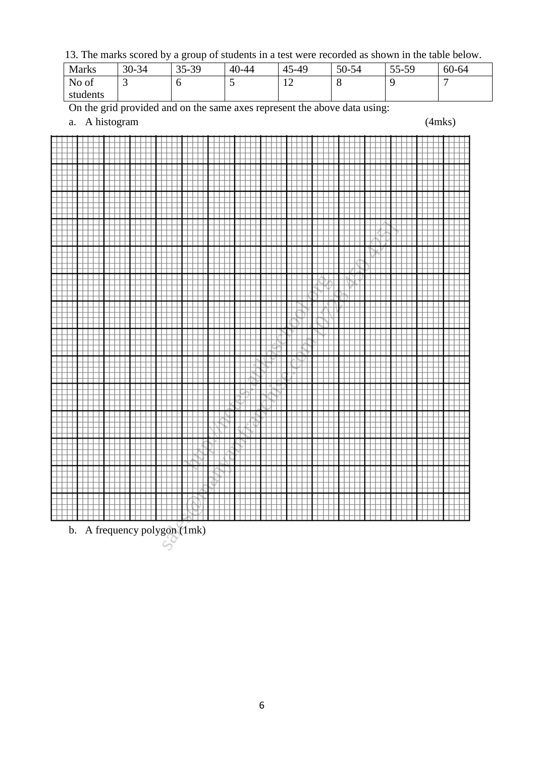13. The marks scored by a group of students in a test were recorded as shown in the table below.

| Marks | 30-34 | 35-39 | 40-44 | 45-49 | 50-54 | 55-59 | 60-64 |
|---|---|---|---|---|---|---|---|
| No of students | 3 | 6 | 5 | 12 | 8 | 9 | 7 |

On the grid provided and on the same axes represent the above data using:

a. A histogram (4mks)

b. A frequency polygon (1mk)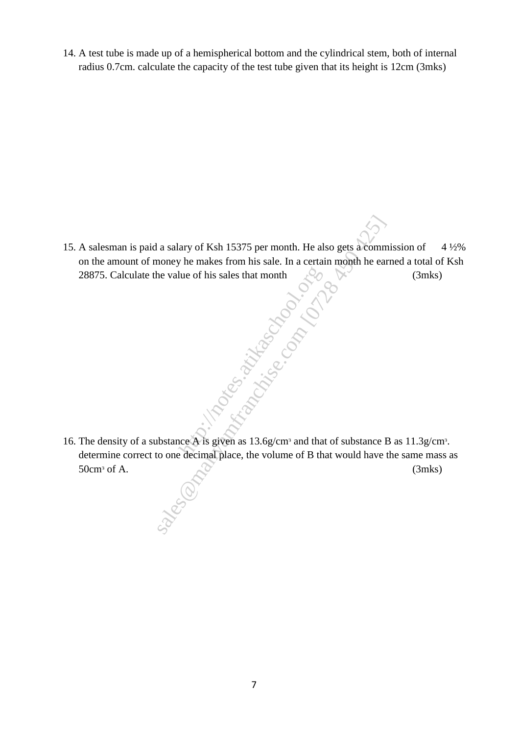14. A test tube is made up of a hemispherical bottom and the cylindrical stem, both of internal radius 0.7cm. calculate the capacity of the test tube given that its height is 12cm (3mks)

15. A salesman is paid a salary of Ksh 15375 per month. He also gets a commission of 4 ½% on the amount of money he makes from his sale. In a certain month he earned a total of Ksh 28875. Calculate the value of his sales that month (3mks)

16. The density of a substance A is given as $13.6g/cm^3$ and that of substance B as $11.3g/cm^3$. determine correct to one decimal place, the volume of B that would have the same mass as $50cm^3$ of A. (3mks)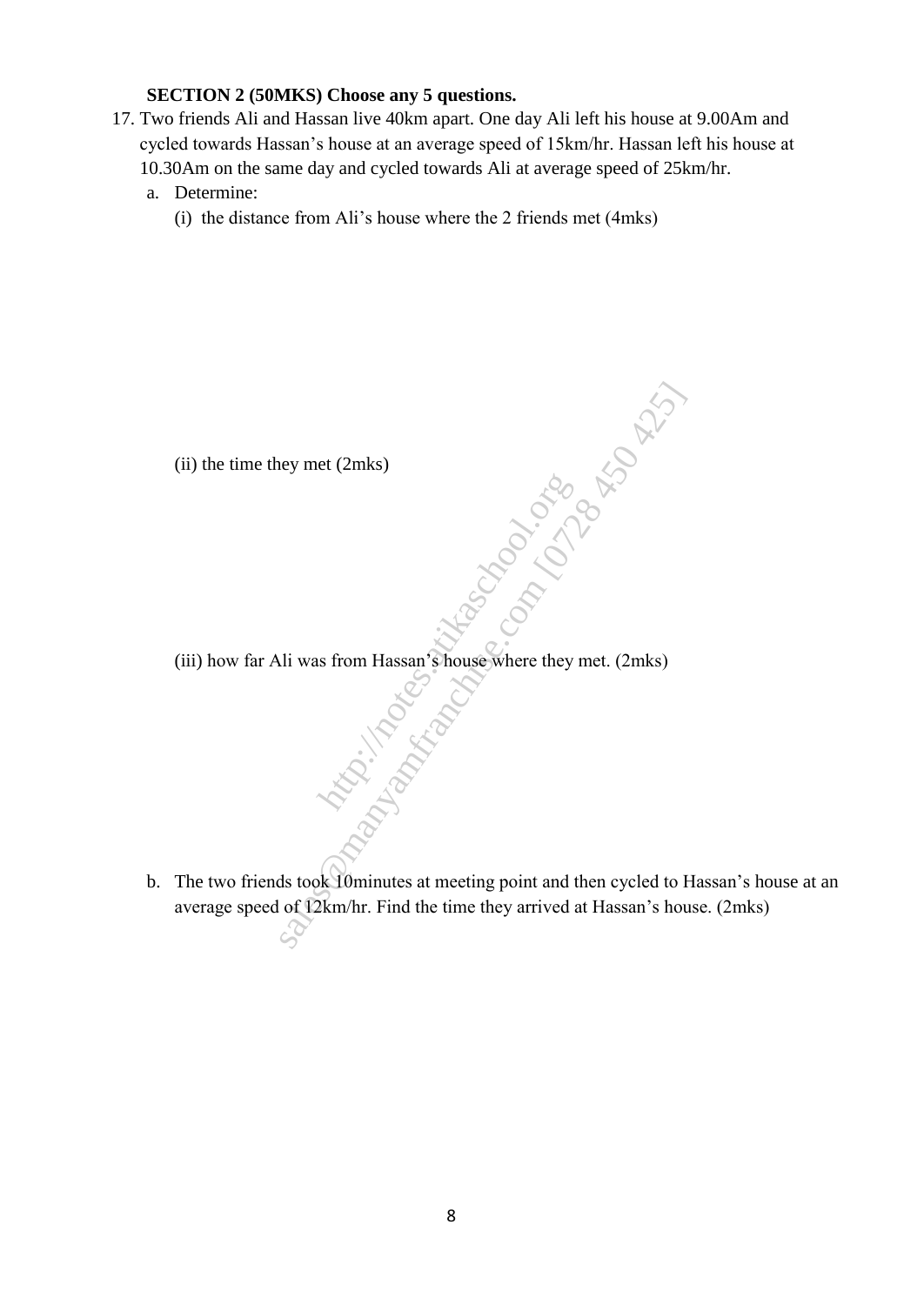**SECTION 2 (50MKS) Choose any 5 questions.**

17. Two friends Ali and Hassan live 40km apart. One day Ali left his house at 9.00Am and cycled towards Hassan's house at an average speed of 15km/hr. Hassan left his house at 10.30Am on the same day and cycled towards Ali at average speed of 25km/hr.

    a. Determine:

       (i) the distance from Ali's house where the 2 friends met (4mks)

       (ii) the time they met (2mks)

       (iii) how far Ali was from Hassan's house where they met. (2mks)

    b. The two friends took 10minutes at meeting point and then cycled to Hassan's house at an average speed of 12km/hr. Find the time they arrived at Hassan's house. (2mks)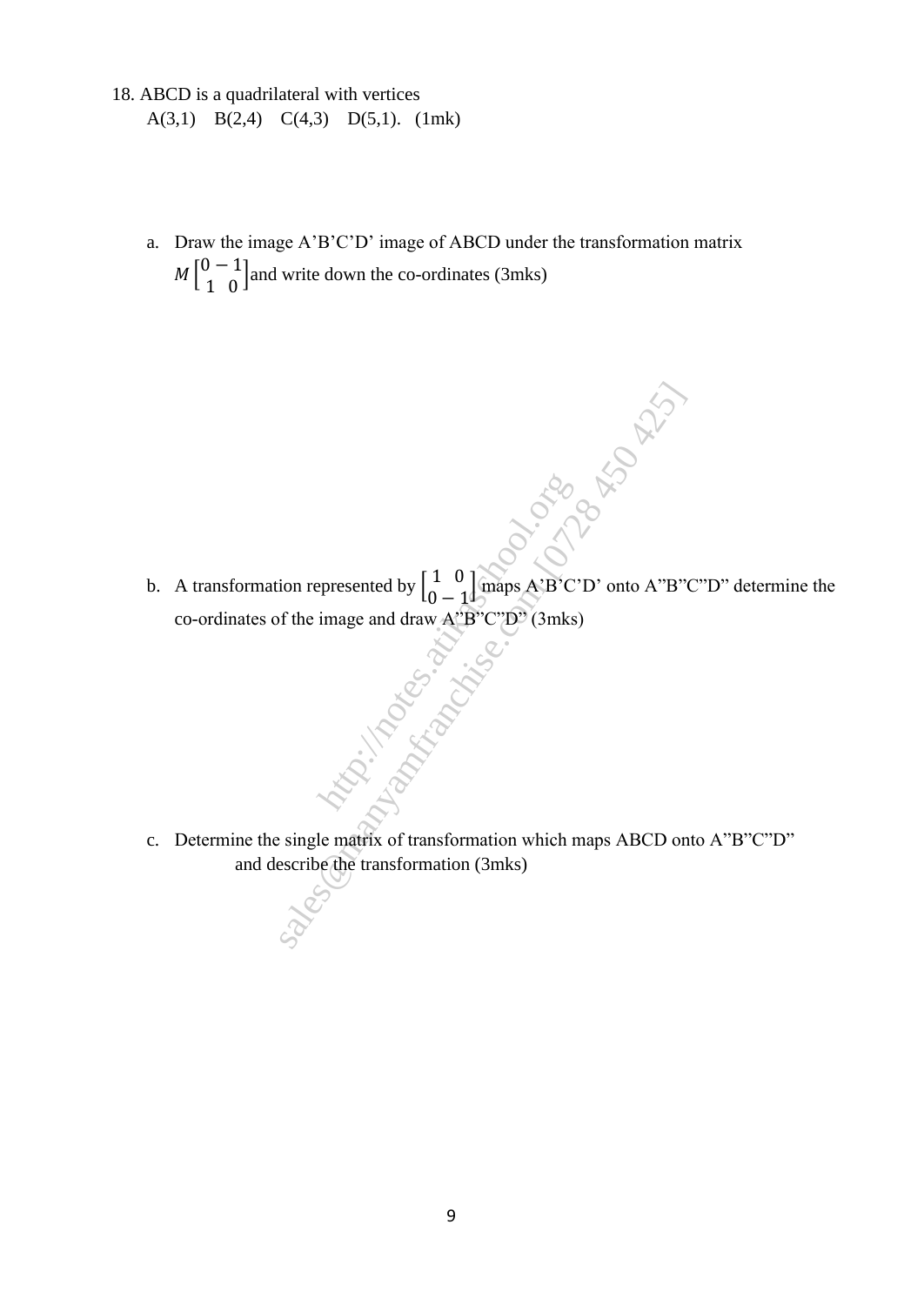18. ABCD is a quadrilateral with vertices

A(3,1)  B(2,4)  C(4,3)  D(5,1).  (1mk)

a. Draw the image A'B'C'D' image of ABCD under the transformation matrix $M\begin{bmatrix}0 & -1\\1 & 0\end{bmatrix}$ and write down the co-ordinates (3mks)

b. A transformation represented by $\begin{bmatrix}1 & 0\\0 & -1\end{bmatrix}$ maps A'B'C'D' onto A"B"C"D" determine the co-ordinates of the image and draw A"B"C"D" (3mks)

c. Determine the single matrix of transformation which maps ABCD onto A"B"C"D" and describe the transformation (3mks)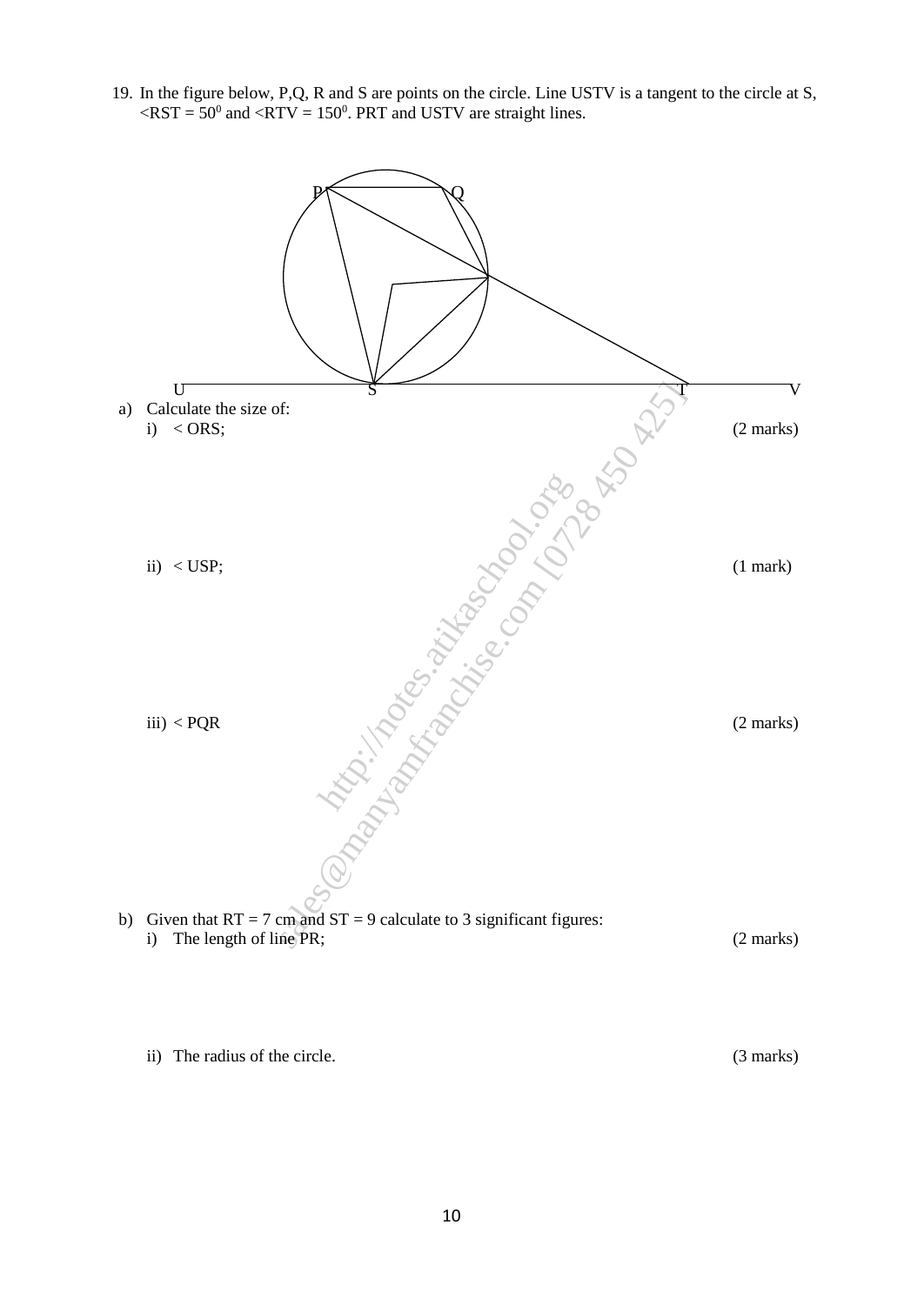19. In the figure below, P,Q, R and S are points on the circle. Line USTV is a tangent to the circle at S, $<RST = 50^0$ and $<RTV = 150^0$. PRT and USTV are straight lines.

a) Calculate the size of:

   i) $< ORS$; (2 marks)

   ii) $< USP$; (1 mark)

   iii) $< PQR$ (2 marks)

b) Given that RT = 7 cm and ST = 9 calculate to 3 significant figures:

   i) The length of line PR; (2 marks)

   ii) The radius of the circle. (3 marks)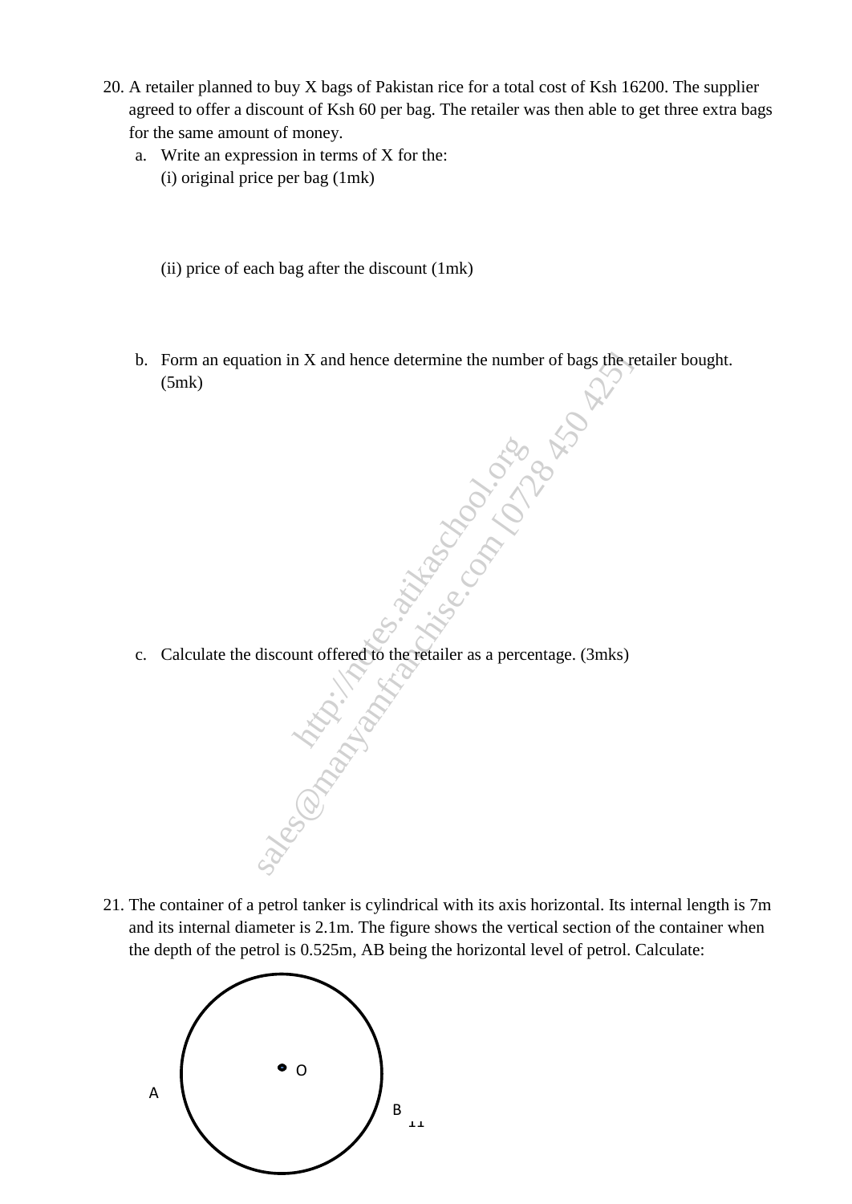20. A retailer planned to buy X bags of Pakistan rice for a total cost of Ksh 16200. The supplier agreed to offer a discount of Ksh 60 per bag. The retailer was then able to get three extra bags for the same amount of money.

    a. Write an expression in terms of X for the:

       (i) original price per bag (1mk)

       (ii) price of each bag after the discount (1mk)

    b. Form an equation in X and hence determine the number of bags the retailer bought. (5mk)

    c. Calculate the discount offered to the retailer as a percentage. (3mks)

21. The container of a petrol tanker is cylindrical with its axis horizontal. Its internal length is 7m and its internal diameter is 2.1m. The figure shows the vertical section of the container when the depth of the petrol is 0.525m, AB being the horizontal level of petrol. Calculate: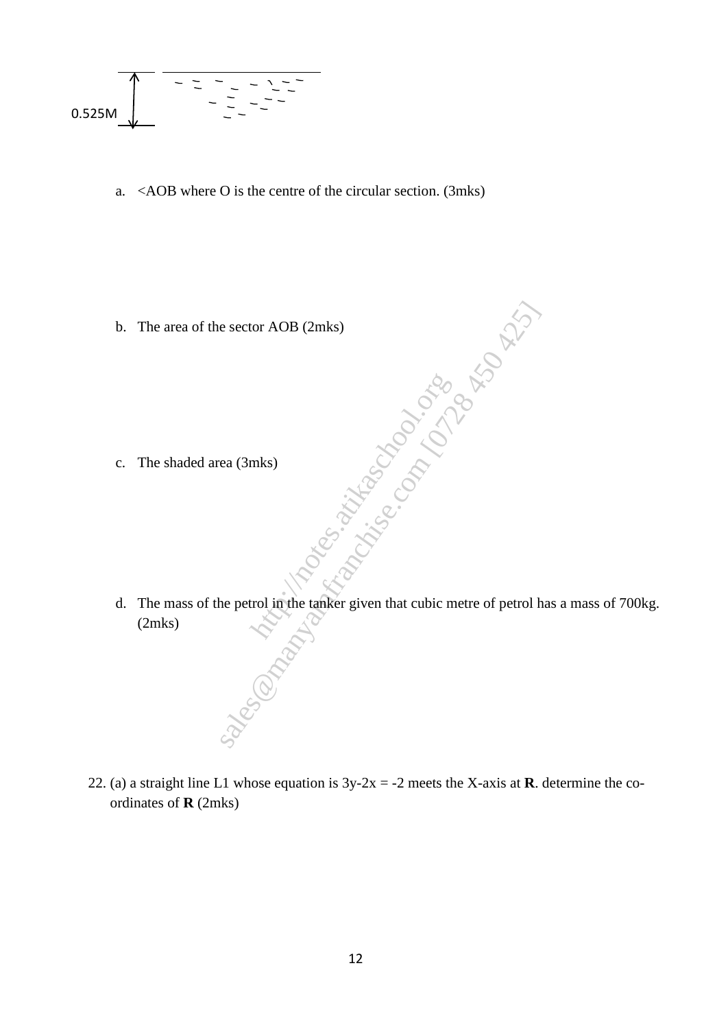0.525M

a. <AOB where O is the centre of the circular section. (3mks)

b. The area of the sector AOB (2mks)

c. The shaded area (3mks)

d. The mass of the petrol in the tanker given that cubic metre of petrol has a mass of 700kg. (2mks)

22. (a) a straight line L1 whose equation is $3y-2x = -2$ meets the X-axis at **R**. determine the co-ordinates of **R** (2mks)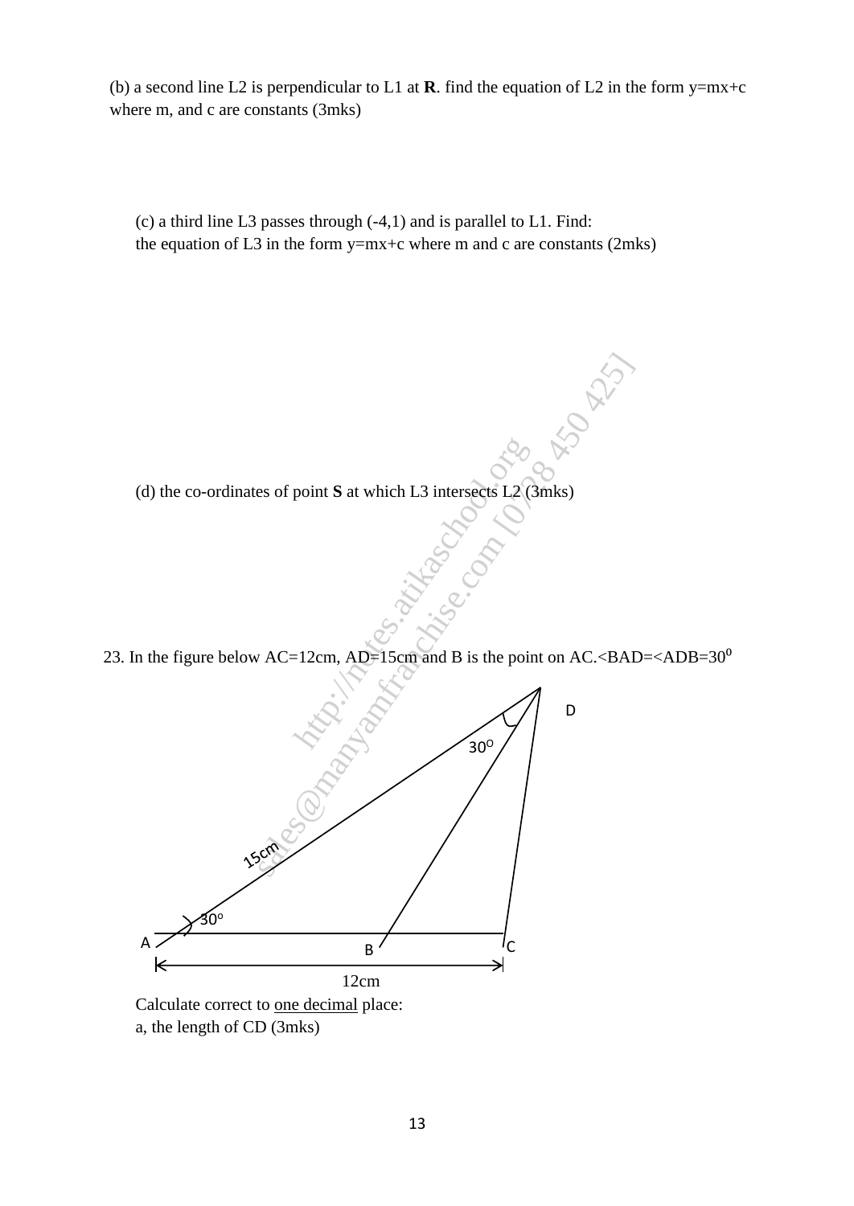(b) a second line L2 is perpendicular to L1 at **R**. find the equation of L2 in the form y=mx+c where m, and c are constants (3mks)

(c) a third line L3 passes through (-4,1) and is parallel to L1. Find:
the equation of L3 in the form y=mx+c where m and c are constants (2mks)

(d) the co-ordinates of point **S** at which L3 intersects L2 (3mks)

23. In the figure below AC=12cm, AD=15cm and B is the point on AC.<BAD=<ADB=$30^0$

Calculate correct to <u>one decimal</u> place:

a, the length of CD (3mks)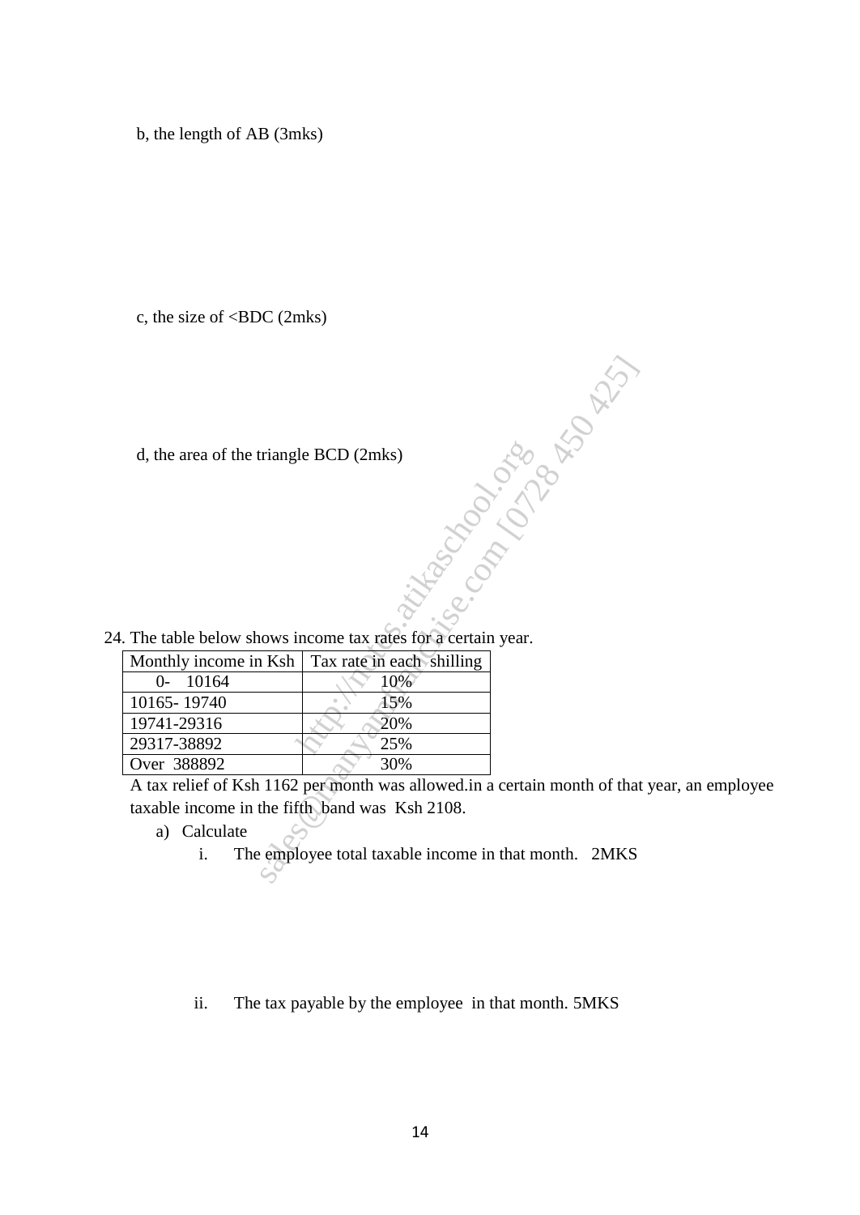b, the length of AB (3mks)

c, the size of <BDC (2mks)

d, the area of the triangle BCD (2mks)

24. The table below shows income tax rates for a certain year.

| Monthly income in Ksh | Tax rate in each shilling |
|---|---|
| 0- 10164 | 10% |
| 10165- 19740 | 15% |
| 19741-29316 | 20% |
| 29317-38892 | 25% |
| Over 388892 | 30% |

A tax relief of Ksh 1162 per month was allowed.in a certain month of that year, an employee taxable income in the fifth band was Ksh 2108.

a) Calculate

i. The employee total taxable income in that month. 2MKS

ii. The tax payable by the employee in that month. 5MKS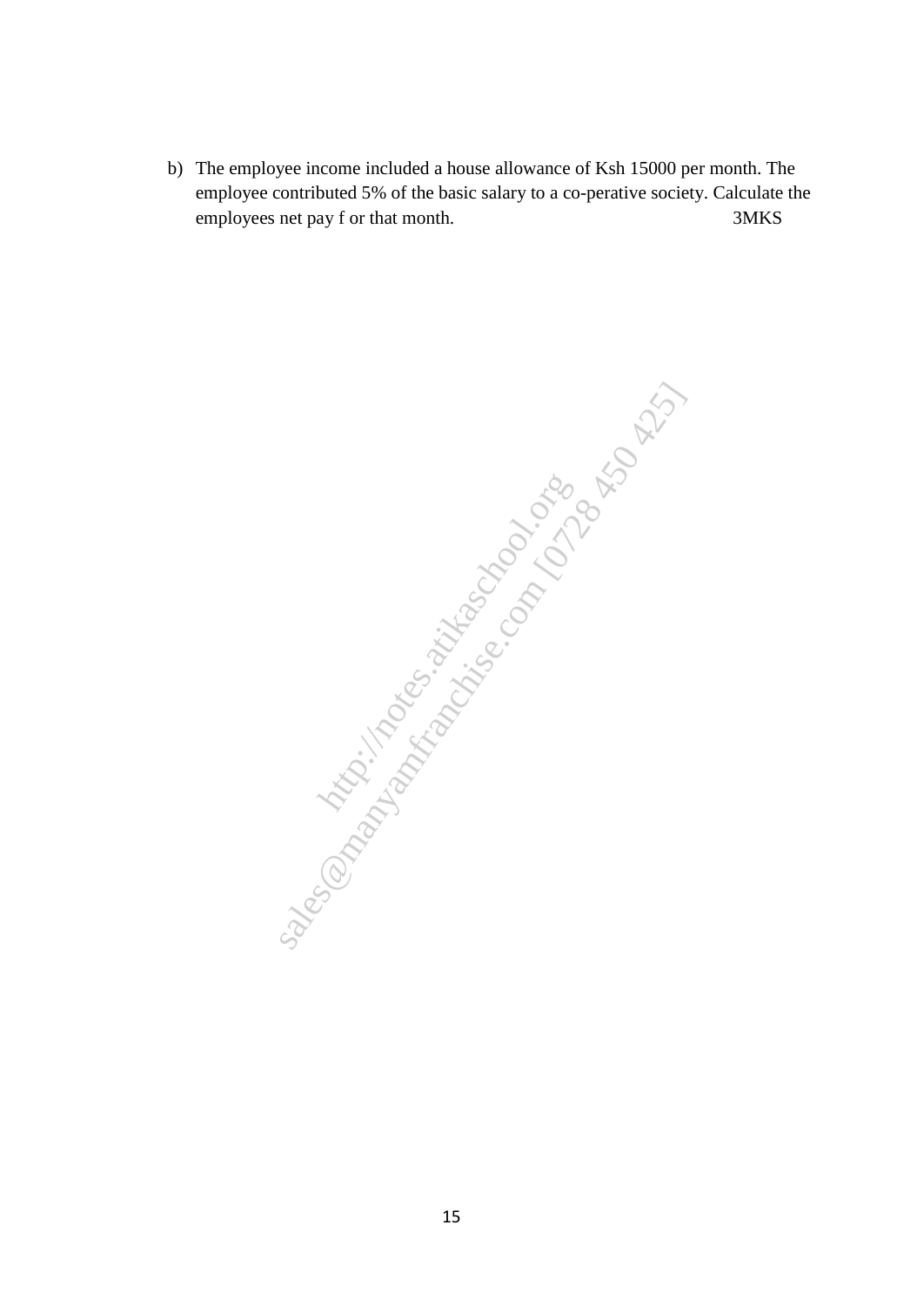b) The employee income included a house allowance of Ksh 15000 per month. The employee contributed 5% of the basic salary to a co-perative society. Calculate the employees net pay f or that month. 3MKS